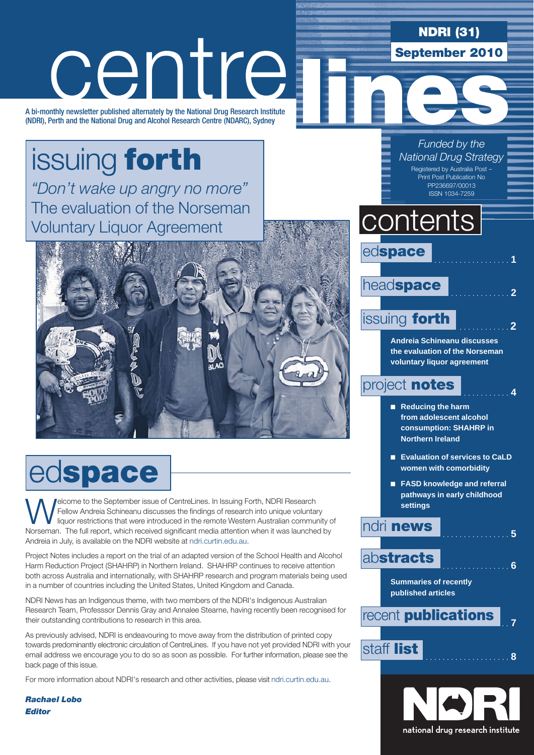# centre lines

**NDRI (31)**

**September 2010**

A bi-monthly newsletter published alternately by the National Drug Research Institute (NDRI), Perth and the National Drug and Alcohol Research Centre (NDARC), Sydney

*Funded by the National Drug Strategy*

Registered by Australia Post – Print Post Publication No PP236697/00013
ISSN 1034-7259

## issuing **forth**

*"Don't wake up angry no more"*
The evaluation of the Norseman Voluntary Liquor Agreement

## contents

- ed**space** .................. 1
- head**space** .............. 2
- issuing **forth** ............ 2
  - **Andreia Schineanu discusses the evaluation of the Norseman voluntary liquor agreement**
- project **notes** ........... 4
  - **Reducing the harm from adolescent alcohol consumption: SHAHRP in Northern Ireland**
  - **Evaluation of services to CaLD women with comorbidity**
  - **FASD knowledge and referral pathways in early childhood settings**
- ndri **news** ................ 5
- ab**stracts** ................ 6
  - **Summaries of recently published articles**
- recent **publications** .. 7
- staff **list** .................... 8

## ed**space**

Welcome to the September issue of CentreLines. In Issuing Forth, NDRI Research Fellow Andreia Schineanu discusses the findings of research into unique voluntary liquor restrictions that were introduced in the remote Western Australian community of Norseman. The full report, which received significant media attention when it was launched by Andreia in July, is available on the NDRI website at ndri.curtin.edu.au.

Project Notes includes a report on the trial of an adapted version of the School Health and Alcohol Harm Reduction Project (SHAHRP) in Northern Ireland. SHAHRP continues to receive attention both across Australia and internationally, with SHAHRP research and program materials being used in a number of countries including the United States, United Kingdom and Canada.

NDRI News has an Indigenous theme, with two members of the NDRI's Indigenous Australian Research Team, Professsor Dennis Gray and Annalee Stearne, having recently been recognised for their outstanding contributions to research in this area.

As previously advised, NDRI is endeavouring to move away from the distribution of printed copy towards predominantly electronic circulation of CentreLines. If you have not yet provided NDRI with your email address we encourage you to do so as soon as possible. For further information, please see the back page of this issue.

For more information about NDRI's research and other activities, please visit ndri.curtin.edu.au.

***Rachael Lobo***
***Editor***

NDRI
national drug research institute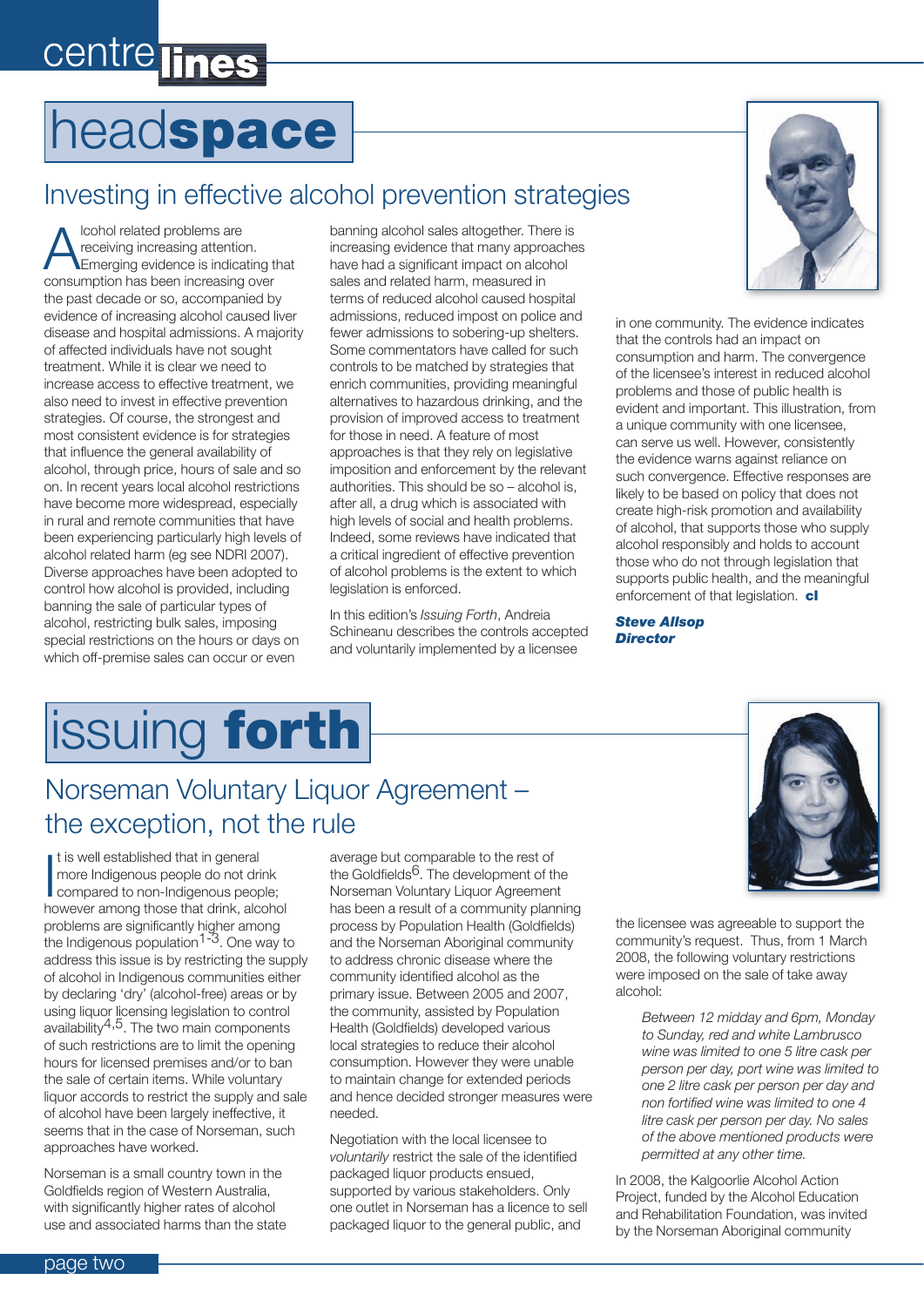# headspace

## Investing in effective alcohol prevention strategies

Alcohol related problems are receiving increasing attention. Emerging evidence is indicating that consumption has been increasing over the past decade or so, accompanied by evidence of increasing alcohol caused liver disease and hospital admissions. A majority of affected individuals have not sought treatment. While it is clear we need to increase access to effective treatment, we also need to invest in effective prevention strategies. Of course, the strongest and most consistent evidence is for strategies that influence the general availability of alcohol, through price, hours of sale and so on. In recent years local alcohol restrictions have become more widespread, especially in rural and remote communities that have been experiencing particularly high levels of alcohol related harm (eg see NDRI 2007). Diverse approaches have been adopted to control how alcohol is provided, including banning the sale of particular types of alcohol, restricting bulk sales, imposing special restrictions on the hours or days on which off-premise sales can occur or even banning alcohol sales altogether. There is increasing evidence that many approaches have had a significant impact on alcohol sales and related harm, measured in terms of reduced alcohol caused hospital admissions, reduced impost on police and fewer admissions to sobering-up shelters. Some commentators have called for such controls to be matched by strategies that enrich communities, providing meaningful alternatives to hazardous drinking, and the provision of improved access to treatment for those in need. A feature of most approaches is that they rely on legislative imposition and enforcement by the relevant authorities. This should be so – alcohol is, after all, a drug which is associated with high levels of social and health problems. Indeed, some reviews have indicated that a critical ingredient of effective prevention of alcohol problems is the extent to which legislation is enforced.

In this edition's *Issuing Forth*, Andreia Schineanu describes the controls accepted and voluntarily implemented by a licensee in one community. The evidence indicates that the controls had an impact on consumption and harm. The convergence of the licensee's interest in reduced alcohol problems and those of public health is evident and important. This illustration, from a unique community with one licensee, can serve us well. However, consistently the evidence warns against reliance on such convergence. Effective responses are likely to be based on policy that does not create high-risk promotion and availability of alcohol, that supports those who supply alcohol responsibly and holds to account those who do not through legislation that supports public health, and the meaningful enforcement of that legislation. **cl**

***Steve Allsop***
***Director***

# issuing forth

## Norseman Voluntary Liquor Agreement – the exception, not the rule

It is well established that in general more Indigenous people do not drink compared to non-Indigenous people; however among those that drink, alcohol problems are significantly higher among the Indigenous population[1-3]. One way to address this issue is by restricting the supply of alcohol in Indigenous communities either by declaring 'dry' (alcohol-free) areas or by using liquor licensing legislation to control availability[4,5]. The two main components of such restrictions are to limit the opening hours for licensed premises and/or to ban the sale of certain items. While voluntary liquor accords to restrict the supply and sale of alcohol have been largely ineffective, it seems that in the case of Norseman, such approaches have worked.

Norseman is a small country town in the Goldfields region of Western Australia, with significantly higher rates of alcohol use and associated harms than the state average but comparable to the rest of the Goldfields[6]. The development of the Norseman Voluntary Liquor Agreement has been a result of a community planning process by Population Health (Goldfields) and the Norseman Aboriginal community to address chronic disease where the community identified alcohol as the primary issue. Between 2005 and 2007, the community, assisted by Population Health (Goldfields) developed various local strategies to reduce their alcohol consumption. However they were unable to maintain change for extended periods and hence decided stronger measures were needed.

Negotiation with the local licensee to *voluntarily* restrict the sale of the identified packaged liquor products ensued, supported by various stakeholders. Only one outlet in Norseman has a licence to sell packaged liquor to the general public, and the licensee was agreeable to support the community's request. Thus, from 1 March 2008, the following voluntary restrictions were imposed on the sale of take away alcohol:

> *Between 12 midday and 6pm, Monday to Sunday, red and white Lambrusco wine was limited to one 5 litre cask per person per day, port wine was limited to one 2 litre cask per person per day and non fortified wine was limited to one 4 litre cask per person per day. No sales of the above mentioned products were permitted at any other time.*

In 2008, the Kalgoorlie Alcohol Action Project, funded by the Alcohol Education and Rehabilitation Foundation, was invited by the Norseman Aboriginal community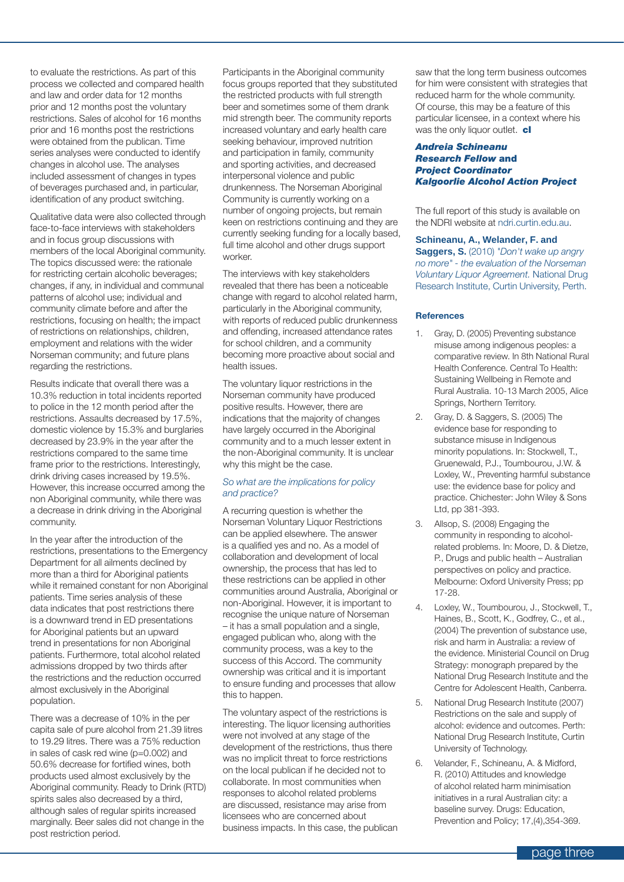to evaluate the restrictions. As part of this process we collected and compared health and law and order data for 12 months prior and 12 months post the voluntary restrictions. Sales of alcohol for 16 months prior and 16 months post the restrictions were obtained from the publican. Time series analyses were conducted to identify changes in alcohol use. The analyses included assessment of changes in types of beverages purchased and, in particular, identification of any product switching.

Qualitative data were also collected through face-to-face interviews with stakeholders and in focus group discussions with members of the local Aboriginal community. The topics discussed were: the rationale for restricting certain alcoholic beverages; changes, if any, in individual and communal patterns of alcohol use; individual and community climate before and after the restrictions, focusing on health; the impact of restrictions on relationships, children, employment and relations with the wider Norseman community; and future plans regarding the restrictions.

Results indicate that overall there was a 10.3% reduction in total incidents reported to police in the 12 month period after the restrictions. Assaults decreased by 17.5%, domestic violence by 15.3% and burglaries decreased by 23.9% in the year after the restrictions compared to the same time frame prior to the restrictions. Interestingly, drink driving cases increased by 19.5%. However, this increase occurred among the non Aboriginal community, while there was a decrease in drink driving in the Aboriginal community.

In the year after the introduction of the restrictions, presentations to the Emergency Department for all ailments declined by more than a third for Aboriginal patients while it remained constant for non Aboriginal patients. Time series analysis of these data indicates that post restrictions there is a downward trend in ED presentations for Aboriginal patients but an upward trend in presentations for non Aboriginal patients. Furthermore, total alcohol related admissions dropped by two thirds after the restrictions and the reduction occurred almost exclusively in the Aboriginal population.

There was a decrease of 10% in the per capita sale of pure alcohol from 21.39 litres to 19.29 litres. There was a 75% reduction in sales of cask red wine ($p=0.002$) and 50.6% decrease for fortified wines, both products used almost exclusively by the Aboriginal community. Ready to Drink (RTD) spirits sales also decreased by a third, although sales of regular spirits increased marginally. Beer sales did not change in the post restriction period.

Participants in the Aboriginal community focus groups reported that they substituted the restricted products with full strength beer and sometimes some of them drank mid strength beer. The community reports increased voluntary and early health care seeking behaviour, improved nutrition and participation in family, community and sporting activities, and decreased interpersonal violence and public drunkenness. The Norseman Aboriginal Community is currently working on a number of ongoing projects, but remain keen on restrictions continuing and they are currently seeking funding for a locally based, full time alcohol and other drugs support worker.

The interviews with key stakeholders revealed that there has been a noticeable change with regard to alcohol related harm, particularly in the Aboriginal community, with reports of reduced public drunkenness and offending, increased attendance rates for school children, and a community becoming more proactive about social and health issues.

The voluntary liquor restrictions in the Norseman community have produced positive results. However, there are indications that the majority of changes have largely occurred in the Aboriginal community and to a much lesser extent in the non-Aboriginal community. It is unclear why this might be the case.

*So what are the implications for policy and practice?*

A recurring question is whether the Norseman Voluntary Liquor Restrictions can be applied elsewhere. The answer is a qualified yes and no. As a model of collaboration and development of local ownership, the process that has led to these restrictions can be applied in other communities around Australia, Aboriginal or non-Aboriginal. However, it is important to recognise the unique nature of Norseman – it has a small population and a single, engaged publican who, along with the community process, was a key to the success of this Accord. The community ownership was critical and it is important to ensure funding and processes that allow this to happen.

The voluntary aspect of the restrictions is interesting. The liquor licensing authorities were not involved at any stage of the development of the restrictions, thus there was no implicit threat to force restrictions on the local publican if he decided not to collaborate. In most communities when responses to alcohol related problems are discussed, resistance may arise from licensees who are concerned about business impacts. In this case, the publican saw that the long term business outcomes for him were consistent with strategies that reduced harm for the whole community. Of course, this may be a feature of this particular licensee, in a context where his was the only liquor outlet. **cl**

***Andreia Schineanu***
***Research Fellow* and**
***Project Coordinator***
***Kalgoorlie Alcohol Action Project***

The full report of this study is available on the NDRI website at ndri.curtin.edu.au.

**Schineanu, A., Welander, F. and Saggers, S.** (2010) *"Don't wake up angry no more" - the evaluation of the Norseman Voluntary Liquor Agreement.* National Drug Research Institute, Curtin University, Perth.

#### References

1. Gray, D. (2005) Preventing substance misuse among indigenous peoples: a comparative review. In 8th National Rural Health Conference. Central To Health: Sustaining Wellbeing in Remote and Rural Australia. 10-13 March 2005, Alice Springs, Northern Territory.
2. Gray, D. & Saggers, S. (2005) The evidence base for responding to substance misuse in Indigenous minority populations. In: Stockwell, T., Gruenewald, P.J., Toumbourou, J.W. & Loxley, W., Preventing harmful substance use: the evidence base for policy and practice. Chichester: John Wiley & Sons Ltd, pp 381-393.
3. Allsop, S. (2008) Engaging the community in responding to alcohol-related problems. In: Moore, D. & Dietze, P., Drugs and public health – Australian perspectives on policy and practice. Melbourne: Oxford University Press; pp 17-28.
4. Loxley, W., Toumbourou, J., Stockwell, T., Haines, B., Scott, K., Godfrey, C., et al., (2004) The prevention of substance use, risk and harm in Australia: a review of the evidence. Ministerial Council on Drug Strategy: monograph prepared by the National Drug Research Institute and the Centre for Adolescent Health, Canberra.
5. National Drug Research Institute (2007) Restrictions on the sale and supply of alcohol: evidence and outcomes. Perth: National Drug Research Institute, Curtin University of Technology.
6. Velander, F., Schineanu, A. & Midford, R. (2010) Attitudes and knowledge of alcohol related harm minimisation initiatives in a rural Australian city: a baseline survey. Drugs: Education, Prevention and Policy; 17,(4),354-369.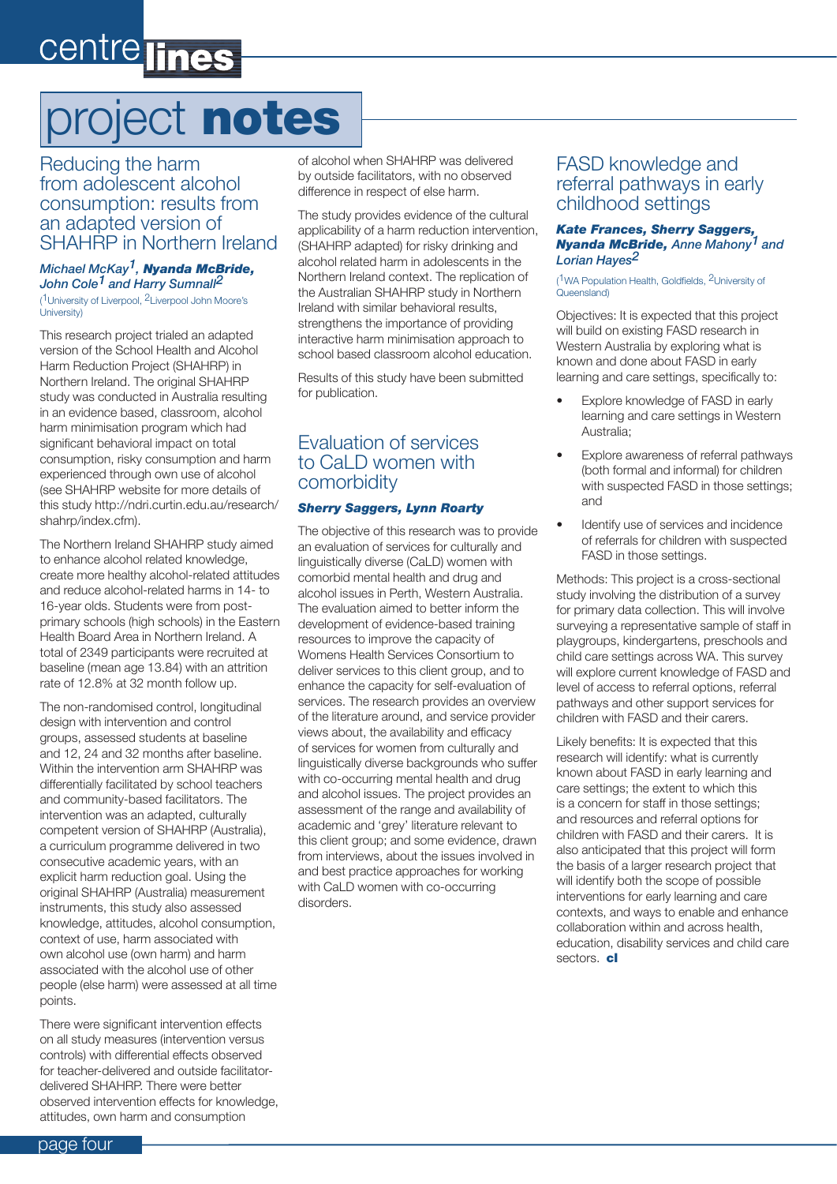# project **notes**

## Reducing the harm from adolescent alcohol consumption: results from an adapted version of SHAHRP in Northern Ireland

***Michael McKay[1], Nyanda McBride, John Cole[1] and Harry Sumnall[2]***

([1]University of Liverpool, [2]Liverpool John Moore's University)

This research project trialed an adapted version of the School Health and Alcohol Harm Reduction Project (SHAHRP) in Northern Ireland. The original SHAHRP study was conducted in Australia resulting in an evidence based, classroom, alcohol harm minimisation program which had significant behavioral impact on total consumption, risky consumption and harm experienced through own use of alcohol (see SHAHRP website for more details of this study http://ndri.curtin.edu.au/research/shahrp/index.cfm).

The Northern Ireland SHAHRP study aimed to enhance alcohol related knowledge, create more healthy alcohol-related attitudes and reduce alcohol-related harms in 14- to 16-year olds. Students were from post-primary schools (high schools) in the Eastern Health Board Area in Northern Ireland. A total of 2349 participants were recruited at baseline (mean age 13.84) with an attrition rate of 12.8% at 32 month follow up.

The non-randomised control, longitudinal design with intervention and control groups, assessed students at baseline and 12, 24 and 32 months after baseline. Within the intervention arm SHAHRP was differentially facilitated by school teachers and community-based facilitators. The intervention was an adapted, culturally competent version of SHAHRP (Australia), a curriculum programme delivered in two consecutive academic years, with an explicit harm reduction goal. Using the original SHAHRP (Australia) measurement instruments, this study also assessed knowledge, attitudes, alcohol consumption, context of use, harm associated with own alcohol use (own harm) and harm associated with the alcohol use of other people (else harm) were assessed at all time points.

There were significant intervention effects on all study measures (intervention versus controls) with differential effects observed for teacher-delivered and outside facilitator-delivered SHAHRP. There were better observed intervention effects for knowledge, attitudes, own harm and consumption of alcohol when SHAHRP was delivered by outside facilitators, with no observed difference in respect of else harm.

The study provides evidence of the cultural applicability of a harm reduction intervention, (SHAHRP adapted) for risky drinking and alcohol related harm in adolescents in the Northern Ireland context. The replication of the Australian SHAHRP study in Northern Ireland with similar behavioral results, strengthens the importance of providing interactive harm minimisation approach to school based classroom alcohol education.

Results of this study have been submitted for publication.

## Evaluation of services to CaLD women with comorbidity

***Sherry Saggers, Lynn Roarty***

The objective of this research was to provide an evaluation of services for culturally and linguistically diverse (CaLD) women with comorbid mental health and drug and alcohol issues in Perth, Western Australia. The evaluation aimed to better inform the development of evidence-based training resources to improve the capacity of Womens Health Services Consortium to deliver services to this client group, and to enhance the capacity for self-evaluation of services. The research provides an overview of the literature around, and service provider views about, the availability and efficacy of services for women from culturally and linguistically diverse backgrounds who suffer with co-occurring mental health and drug and alcohol issues. The project provides an assessment of the range and availability of academic and 'grey' literature relevant to this client group; and some evidence, drawn from interviews, about the issues involved in and best practice approaches for working with CaLD women with co-occurring disorders.

## FASD knowledge and referral pathways in early childhood settings

***Kate Frances, Sherry Saggers, Nyanda McBride,*** *Anne Mahony[1] and Lorian Hayes[2]*

([1]WA Population Health, Goldfields, [2]University of Queensland)

Objectives: It is expected that this project will build on existing FASD research in Western Australia by exploring what is known and done about FASD in early learning and care settings, specifically to:

- Explore knowledge of FASD in early learning and care settings in Western Australia;
- Explore awareness of referral pathways (both formal and informal) for children with suspected FASD in those settings; and
- Identify use of services and incidence of referrals for children with suspected FASD in those settings.

Methods: This project is a cross-sectional study involving the distribution of a survey for primary data collection. This will involve surveying a representative sample of staff in playgroups, kindergartens, preschools and child care settings across WA. This survey will explore current knowledge of FASD and level of access to referral options, referral pathways and other support services for children with FASD and their carers.

Likely benefits: It is expected that this research will identify: what is currently known about FASD in early learning and care settings; the extent to which this is a concern for staff in those settings; and resources and referral options for children with FASD and their carers. It is also anticipated that this project will form the basis of a larger research project that will identify both the scope of possible interventions for early learning and care contexts, and ways to enable and enhance collaboration within and across health, education, disability services and child care sectors. **cl**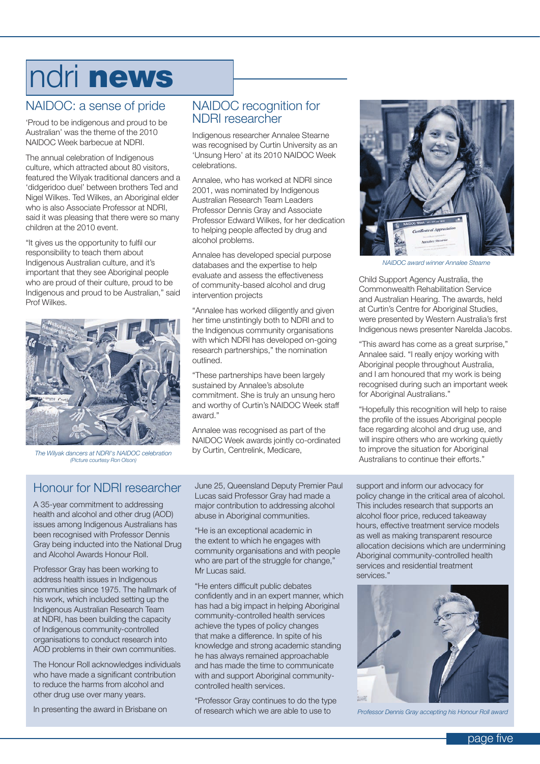# ndri news

## NAIDOC: a sense of pride

'Proud to be indigenous and proud to be Australian' was the theme of the 2010 NAIDOC Week barbecue at NDRI.

The annual celebration of Indigenous culture, which attracted about 80 visitors, featured the Wilyak traditional dancers and a 'didgeridoo duel' between brothers Ted and Nigel Wilkes. Ted Wilkes, an Aboriginal elder who is also Associate Professor at NDRI, said it was pleasing that there were so many children at the 2010 event.

"It gives us the opportunity to fulfil our responsibility to teach them about Indigenous Australian culture, and it's important that they see Aboriginal people who are proud of their culture, proud to be Indigenous and proud to be Australian," said Prof Wilkes.

*The Wilyak dancers at NDRI's NAIDOC celebration (Picture courtesy Ron Olson)*

## NAIDOC recognition for NDRI researcher

Indigenous researcher Annalee Stearne was recognised by Curtin University as an 'Unsung Hero' at its 2010 NAIDOC Week celebrations.

Annalee, who has worked at NDRI since 2001, was nominated by Indigenous Australian Research Team Leaders Professor Dennis Gray and Associate Professor Edward Wilkes, for her dedication to helping people affected by drug and alcohol problems.

Annalee has developed special purpose databases and the expertise to help evaluate and assess the effectiveness of community-based alcohol and drug intervention projects

"Annalee has worked diligently and given her time unstintingly both to NDRI and to the Indigenous community organisations with which NDRI has developed on-going research partnerships," the nomination outlined.

"These partnerships have been largely sustained by Annalee's absolute commitment. She is truly an unsung hero and worthy of Curtin's NAIDOC Week staff award."

Annalee was recognised as part of the NAIDOC Week awards jointly co-ordinated by Curtin, Centrelink, Medicare, Child Support Agency Australia, the Commonwealth Rehabilitation Service and Australian Hearing. The awards, held at Curtin's Centre for Aboriginal Studies, were presented by Western Australia's first Indigenous news presenter Narelda Jacobs.

*NAIDOC award winner Annalee Stearne*

"This award has come as a great surprise," Annalee said. "I really enjoy working with Aboriginal people throughout Australia, and I am honoured that my work is being recognised during such an important week for Aboriginal Australians."

"Hopefully this recognition will help to raise the profile of the issues Aboriginal people face regarding alcohol and drug use, and will inspire others who are working quietly to improve the situation for Aboriginal Australians to continue their efforts."

## Honour for NDRI researcher

A 35-year commitment to addressing health and alcohol and other drug (AOD) issues among Indigenous Australians has been recognised with Professor Dennis Gray being inducted into the National Drug and Alcohol Awards Honour Roll.

Professor Gray has been working to address health issues in Indigenous communities since 1975. The hallmark of his work, which included setting up the Indigenous Australian Research Team at NDRI, has been building the capacity of Indigenous community-controlled organisations to conduct research into AOD problems in their own communities.

The Honour Roll acknowledges individuals who have made a significant contribution to reduce the harms from alcohol and other drug use over many years.

In presenting the award in Brisbane on June 25, Queensland Deputy Premier Paul Lucas said Professor Gray had made a major contribution to addressing alcohol abuse in Aboriginal communities.

"He is an exceptional academic in the extent to which he engages with community organisations and with people who are part of the struggle for change," Mr Lucas said.

"He enters difficult public debates confidently and in an expert manner, which has had a big impact in helping Aboriginal community-controlled health services achieve the types of policy changes that make a difference. In spite of his knowledge and strong academic standing he has always remained approachable and has made the time to communicate with and support Aboriginal community-controlled health services.

"Professor Gray continues to do the type of research which we are able to use to support and inform our advocacy for policy change in the critical area of alcohol. This includes research that supports an alcohol floor price, reduced takeaway hours, effective treatment service models as well as making transparent resource allocation decisions which are undermining Aboriginal community-controlled health services and residential treatment services."

*Professor Dennis Gray accepting his Honour Roll award*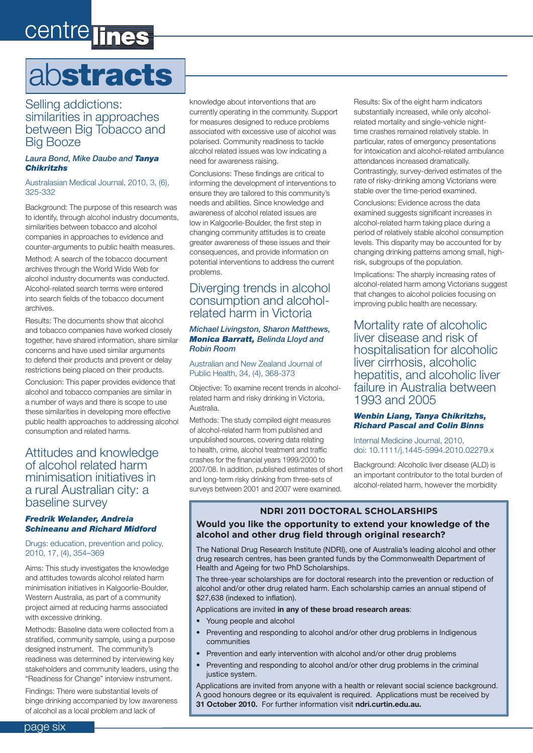# abstracts

## Selling addictions: similarities in approaches between Big Tobacco and Big Booze

*Laura Bond, Mike Daube and **Tanya Chikritzhs***

Australasian Medical Journal, 2010, 3, (6), 325-332

Background: The purpose of this research was to identify, through alcohol industry documents, similarities between tobacco and alcohol companies in approaches to evidence and counter-arguments to public health measures.

Method: A search of the tobacco document archives through the World Wide Web for alcohol industry documents was conducted. Alcohol-related search terms were entered into search fields of the tobacco document archives.

Results: The documents show that alcohol and tobacco companies have worked closely together, have shared information, share similar concerns and have used similar arguments to defend their products and prevent or delay restrictions being placed on their products.

Conclusion: This paper provides evidence that alcohol and tobacco companies are similar in a number of ways and there is scope to use these similarities in developing more effective public health approaches to addressing alcohol consumption and related harms.

## Attitudes and knowledge of alcohol related harm minimisation initiatives in a rural Australian city: a baseline survey

***Fredrik Welander, Andreia Schineanu and Richard Midford***

Drugs: education, prevention and policy, 2010, 17, (4), 354–369

Aims: This study investigates the knowledge and attitudes towards alcohol related harm minimisation initiatives in Kalgoorlie-Boulder, Western Australia, as part of a community project aimed at reducing harms associated with excessive drinking.

Methods: Baseline data were collected from a stratified, community sample, using a purpose designed instrument. The community's readiness was determined by interviewing key stakeholders and community leaders, using the "Readiness for Change" interview instrument.

Findings: There were substantial levels of binge drinking accompanied by low awareness of alcohol as a local problem and lack of knowledge about interventions that are currently operating in the community. Support for measures designed to reduce problems associated with excessive use of alcohol was polarised. Community readiness to tackle alcohol related issues was low indicating a need for awareness raising.

Conclusions: These findings are critical to informing the development of interventions to ensure they are tailored to this community's needs and abilities. Since knowledge and awareness of alcohol related issues are low in Kalgoorlie-Boulder, the first step in changing community attitudes is to create greater awareness of these issues and their consequences, and provide information on potential interventions to address the current problems.

## Diverging trends in alcohol consumption and alcohol-related harm in Victoria

*Michael Livingston, Sharon Matthews, **Monica Barratt,** Belinda Lloyd and Robin Room*

Australian and New Zealand Journal of Public Health, 34, (4), 368-373

Objective: To examine recent trends in alcohol-related harm and risky drinking in Victoria, Australia.

Methods: The study compiled eight measures of alcohol-related harm from published and unpublished sources, covering data relating to health, crime, alcohol treatment and traffic crashes for the financial years 1999/2000 to 2007/08. In addition, published estimates of short and long-term risky drinking from three-sets of surveys between 2001 and 2007 were examined.

Results: Six of the eight harm indicators substantially increased, while only alcohol-related mortality and single-vehicle night-time crashes remained relatively stable. In particular, rates of emergency presentations for intoxication and alcohol-related ambulance attendances increased dramatically. Contrastingly, survey-derived estimates of the rate of risky-drinking among Victorians were stable over the time-period examined.

Conclusions: Evidence across the data examined suggests significant increases in alcohol-related harm taking place during a period of relatively stable alcohol consumption levels. This disparity may be accounted for by changing drinking patterns among small, high-risk, subgroups of the population.

Implications: The sharply increasing rates of alcohol-related harm among Victorians suggest that changes to alcohol policies focusing on improving public health are necessary.

## Mortality rate of alcoholic liver disease and risk of hospitalisation for alcoholic liver cirrhosis, alcoholic hepatitis, and alcoholic liver failure in Australia between 1993 and 2005

***Wenbin Liang, Tanya Chikritzhs, Richard Pascal and Colin Binns***

Internal Medicine Journal, 2010, doi: 10.1111/j.1445-5994.2010.02279.x

Background: Alcoholic liver disease (ALD) is an important contributor to the total burden of alcohol-related harm, however the morbidity

---

### NDRI 2011 DOCTORAL SCHOLARSHIPS

**Would you like the opportunity to extend your knowledge of the alcohol and other drug field through original research?**

The National Drug Research Institute (NDRI), one of Australia's leading alcohol and other drug research centres, has been granted funds by the Commonwealth Department of Health and Ageing for two PhD Scholarships.

The three-year scholarships are for doctoral research into the prevention or reduction of alcohol and/or other drug related harm. Each scholarship carries an annual stipend of $27,638 (indexed to inflation).

Applications are invited **in any of these broad research areas**:

- Young people and alcohol
- Preventing and responding to alcohol and/or other drug problems in Indigenous communities
- Prevention and early intervention with alcohol and/or other drug problems
- Preventing and responding to alcohol and/or other drug problems in the criminal justice system.

Applications are invited from anyone with a health or relevant social science background. A good honours degree or its equivalent is required. Applications must be received by **31 October 2010.** For further information visit **ndri.curtin.edu.au.**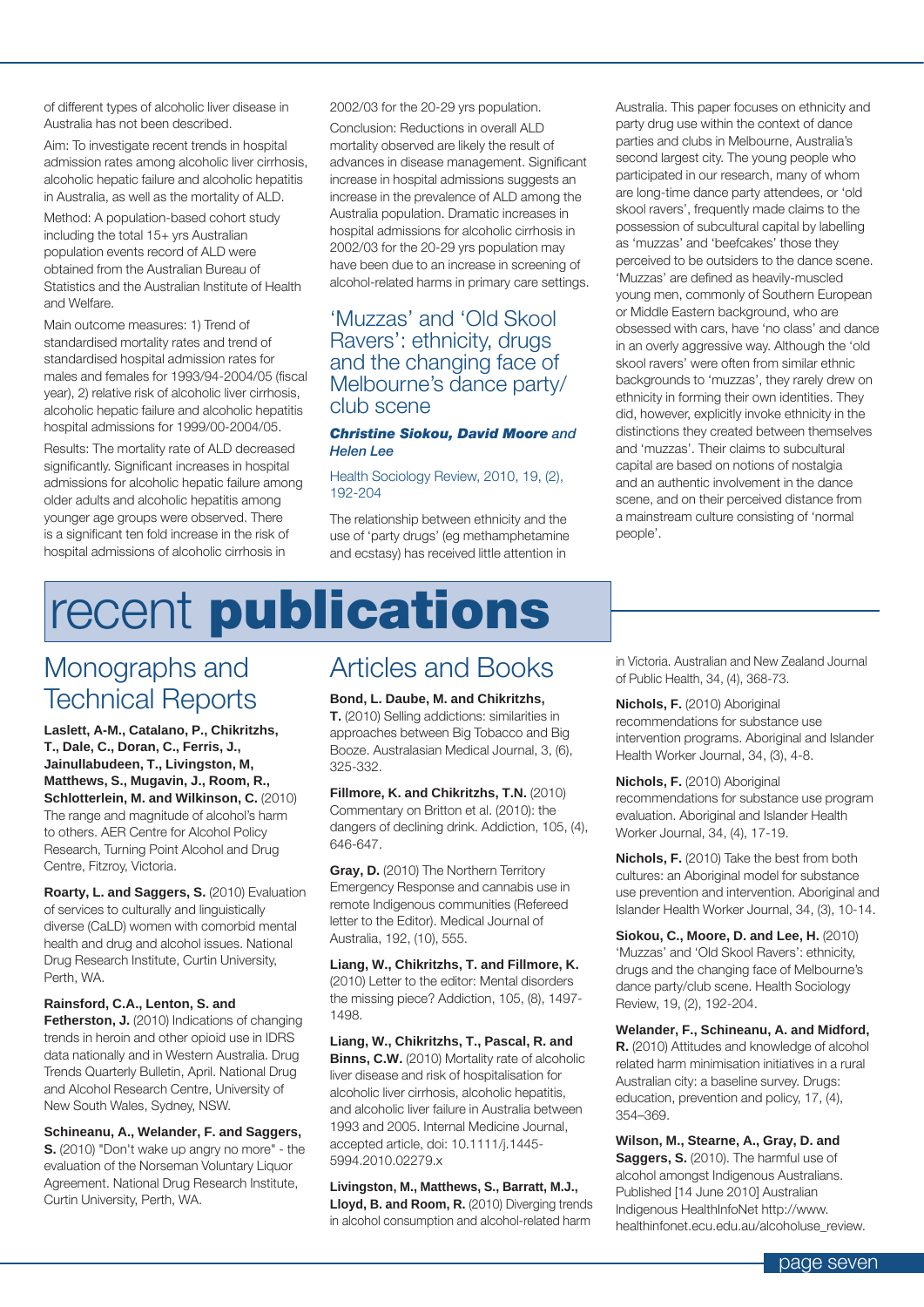of different types of alcoholic liver disease in Australia has not been described.

Aim: To investigate recent trends in hospital admission rates among alcoholic liver cirrhosis, alcoholic hepatic failure and alcoholic hepatitis in Australia, as well as the mortality of ALD.

Method: A population-based cohort study including the total 15+ yrs Australian population events record of ALD were obtained from the Australian Bureau of Statistics and the Australian Institute of Health and Welfare.

Main outcome measures: 1) Trend of standardised mortality rates and trend of standardised hospital admission rates for males and females for 1993/94-2004/05 (fiscal year), 2) relative risk of alcoholic liver cirrhosis, alcoholic hepatic failure and alcoholic hepatitis hospital admissions for 1999/00-2004/05.

Results: The mortality rate of ALD decreased significantly. Significant increases in hospital admissions for alcoholic hepatic failure among older adults and alcoholic hepatitis among younger age groups were observed. There is a significant ten fold increase in the risk of hospital admissions of alcoholic cirrhosis in 2002/03 for the 20-29 yrs population.

Conclusion: Reductions in overall ALD mortality observed are likely the result of advances in disease management. Significant increase in hospital admissions suggests an increase in the prevalence of ALD among the Australia population. Dramatic increases in hospital admissions for alcoholic cirrhosis in 2002/03 for the 20-29 yrs population may have been due to an increase in screening of alcohol-related harms in primary care settings.

## 'Muzzas' and 'Old Skool Ravers': ethnicity, drugs and the changing face of Melbourne's dance party/club scene

***Christine Siokou, David Moore** and Helen Lee*

Health Sociology Review, 2010, 19, (2), 192-204

The relationship between ethnicity and the use of 'party drugs' (eg methamphetamine and ecstasy) has received little attention in Australia. This paper focuses on ethnicity and party drug use within the context of dance parties and clubs in Melbourne, Australia's second largest city. The young people who participated in our research, many of whom are long-time dance party attendees, or 'old skool ravers', frequently made claims to the possession of subcultural capital by labelling as 'muzzas' and 'beefcakes' those they perceived to be outsiders to the dance scene. 'Muzzas' are defined as heavily-muscled young men, commonly of Southern European or Middle Eastern background, who are obsessed with cars, have 'no class' and dance in an overly aggressive way. Although the 'old skool ravers' were often from similar ethnic backgrounds to 'muzzas', they rarely drew on ethnicity in forming their own identities. They did, however, explicitly invoke ethnicity in the distinctions they created between themselves and 'muzzas'. Their claims to subcultural capital are based on notions of nostalgia and an authentic involvement in the dance scene, and on their perceived distance from a mainstream culture consisting of 'normal people'.

# recent **publications**

## Monographs and Technical Reports

**Laslett, A-M., Catalano, P., Chikritzhs, T., Dale, C., Doran, C., Ferris, J., Jainullabudeen, T., Livingston, M., Matthews, S., Mugavin, J., Room, R., Schlotterlein, M. and Wilkinson, C.** (2010) The range and magnitude of alcohol's harm to others. AER Centre for Alcohol Policy Research, Turning Point Alcohol and Drug Centre, Fitzroy, Victoria.

**Roarty, L. and Saggers, S.** (2010) Evaluation of services to culturally and linguistically diverse (CaLD) women with comorbid mental health and drug and alcohol issues. National Drug Research Institute, Curtin University, Perth, WA.

**Rainsford, C.A., Lenton, S. and Fetherston, J.** (2010) Indications of changing trends in heroin and other opioid use in IDRS data nationally and in Western Australia. Drug Trends Quarterly Bulletin, April. National Drug and Alcohol Research Centre, University of New South Wales, Sydney, NSW.

**Schineanu, A., Welander, F. and Saggers, S.** (2010) "Don't wake up angry no more" - the evaluation of the Norseman Voluntary Liquor Agreement. National Drug Research Institute, Curtin University, Perth, WA.

## Articles and Books

**Bond, L. Daube, M. and Chikritzhs, T.** (2010) Selling addictions: similarities in approaches between Big Tobacco and Big Booze. Australasian Medical Journal, 3, (6), 325-332.

**Fillmore, K. and Chikritzhs, T.N.** (2010) Commentary on Britton et al. (2010): the dangers of declining drink. Addiction, 105, (4), 646-647.

**Gray, D.** (2010) The Northern Territory Emergency Response and cannabis use in remote Indigenous communities (Refereed letter to the Editor). Medical Journal of Australia, 192, (10), 555.

**Liang, W., Chikritzhs, T. and Fillmore, K.** (2010) Letter to the editor: Mental disorders the missing piece? Addiction, 105, (8), 1497-1498.

**Liang, W., Chikritzhs, T., Pascal, R. and Binns, C.W.** (2010) Mortality rate of alcoholic liver disease and risk of hospitalisation for alcoholic liver cirrhosis, alcoholic hepatitis, and alcoholic liver failure in Australia between 1993 and 2005. Internal Medicine Journal, accepted article, doi: 10.1111/j.1445-5994.2010.02279.x

**Livingston, M., Matthews, S., Barratt, M.J., Lloyd, B. and Room, R.** (2010) Diverging trends in alcohol consumption and alcohol-related harm in Victoria. Australian and New Zealand Journal of Public Health, 34, (4), 368-73.

**Nichols, F.** (2010) Aboriginal recommendations for substance use intervention programs. Aboriginal and Islander Health Worker Journal, 34, (3), 4-8.

**Nichols, F.** (2010) Aboriginal recommendations for substance use program evaluation. Aboriginal and Islander Health Worker Journal, 34, (4), 17-19.

**Nichols, F.** (2010) Take the best from both cultures: an Aboriginal model for substance use prevention and intervention. Aboriginal and Islander Health Worker Journal, 34, (3), 10-14.

**Siokou, C., Moore, D. and Lee, H.** (2010) 'Muzzas' and 'Old Skool Ravers': ethnicity, drugs and the changing face of Melbourne's dance party/club scene. Health Sociology Review, 19, (2), 192-204.

**Welander, F., Schineanu, A. and Midford, R.** (2010) Attitudes and knowledge of alcohol related harm minimisation initiatives in a rural Australian city: a baseline survey. Drugs: education, prevention and policy, 17, (4), 354–369.

**Wilson, M., Stearne, A., Gray, D. and Saggers, S.** (2010). The harmful use of alcohol amongst Indigenous Australians. Published [14 June 2010] Australian Indigenous HealthInfoNet http://www.healthinfonet.ecu.edu.au/alcoholuse_review.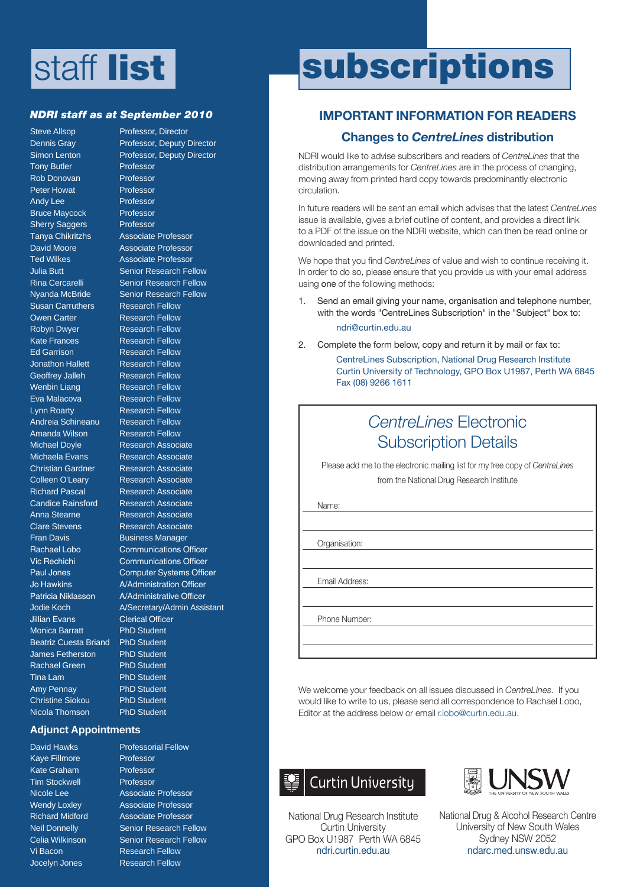# staff list

### *NDRI staff as at September 2010*

| | |
|---|---|
| Steve Allsop | Professor, Director |
| Dennis Gray | Professor, Deputy Director |
| Simon Lenton | Professor, Deputy Director |
| Tony Butler | Professor |
| Rob Donovan | Professor |
| Peter Howat | Professor |
| Andy Lee | Professor |
| Bruce Maycock | Professor |
| Sherry Saggers | Professor |
| Tanya Chikritzhs | Associate Professor |
| David Moore | Associate Professor |
| Ted Wilkes | Associate Professor |
| Julia Butt | Senior Research Fellow |
| Rina Cercarelli | Senior Research Fellow |
| Nyanda McBride | Senior Research Fellow |
| Susan Carruthers | Research Fellow |
| Owen Carter | Research Fellow |
| Robyn Dwyer | Research Fellow |
| Kate Frances | Research Fellow |
| Ed Garrison | Research Fellow |
| Jonathon Hallett | Research Fellow |
| Geoffrey Jalleh | Research Fellow |
| Wenbin Liang | Research Fellow |
| Eva Malacova | Research Fellow |
| Lynn Roarty | Research Fellow |
| Andreia Schineanu | Research Fellow |
| Amanda Wilson | Research Fellow |
| Michael Doyle | Research Associate |
| Michaela Evans | Research Associate |
| Christian Gardner | Research Associate |
| Colleen O'Leary | Research Associate |
| Richard Pascal | Research Associate |
| Candice Rainsford | Research Associate |
| Anna Stearne | Research Associate |
| Clare Stevens | Research Associate |
| Fran Davis | Business Manager |
| Rachael Lobo | Communications Officer |
| Vic Rechichi | Communications Officer |
| Paul Jones | Computer Systems Officer |
| Jo Hawkins | A/Administration Officer |
| Patricia Niklasson | A/Administrative Officer |
| Jodie Koch | A/Secretary/Admin Assistant |
| Jillian Evans | Clerical Officer |
| Monica Barratt | PhD Student |
| Beatriz Cuesta Briand | PhD Student |
| James Fetherston | PhD Student |
| Rachael Green | PhD Student |
| Tina Lam | PhD Student |
| Amy Pennay | PhD Student |
| Christine Siokou | PhD Student |
| Nicola Thomson | PhD Student |

### Adjunct Appointments

| | |
|---|---|
| David Hawks | Professorial Fellow |
| Kaye Fillmore | Professor |
| Kate Graham | Professor |
| Tim Stockwell | Professor |
| Nicole Lee | Associate Professor |
| Wendy Loxley | Associate Professor |
| Richard Midford | Associate Professor |
| Neil Donnelly | Senior Research Fellow |
| Celia Wilkinson | Senior Research Fellow |
| Vi Bacon | Research Fellow |
| Jocelyn Jones | Research Fellow |

# subscriptions

## IMPORTANT INFORMATION FOR READERS

### Changes to *CentreLines* distribution

NDRI would like to advise subscribers and readers of *CentreLines* that the distribution arrangements for *CentreLines* are in the process of changing, moving away from printed hard copy towards predominantly electronic circulation.

In future readers will be sent an email which advises that the latest *CentreLines* issue is available, gives a brief outline of content, and provides a direct link to a PDF of the issue on the NDRI website, which can then be read online or downloaded and printed.

We hope that you find *CentreLines* of value and wish to continue receiving it. In order to do so, please ensure that you provide us with your email address using one of the following methods:

1. Send an email giving your name, organisation and telephone number, with the words "CentreLines Subscription" in the "Subject" box to:
   ndri@curtin.edu.au
2. Complete the form below, copy and return it by mail or fax to:
   CentreLines Subscription, National Drug Research Institute
   Curtin University of Technology, GPO Box U1987, Perth WA 6845
   Fax (08) 9266 1611

## *CentreLines* Electronic Subscription Details

Please add me to the electronic mailing list for my free copy of *CentreLines* from the National Drug Research Institute

Name:

Organisation:

Email Address:

Phone Number:

We welcome your feedback on all issues discussed in *CentreLines*. If you would like to write to us, please send all correspondence to Rachael Lobo, Editor at the address below or email r.lobo@curtin.edu.au.

Curtin University

National Drug Research Institute
Curtin University
GPO Box U1987 Perth WA 6845
ndri.curtin.edu.au

UNSW
THE UNIVERSITY OF NEW SOUTH WALES

National Drug & Alcohol Research Centre
University of New South Wales
Sydney NSW 2052
ndarc.med.unsw.edu.au